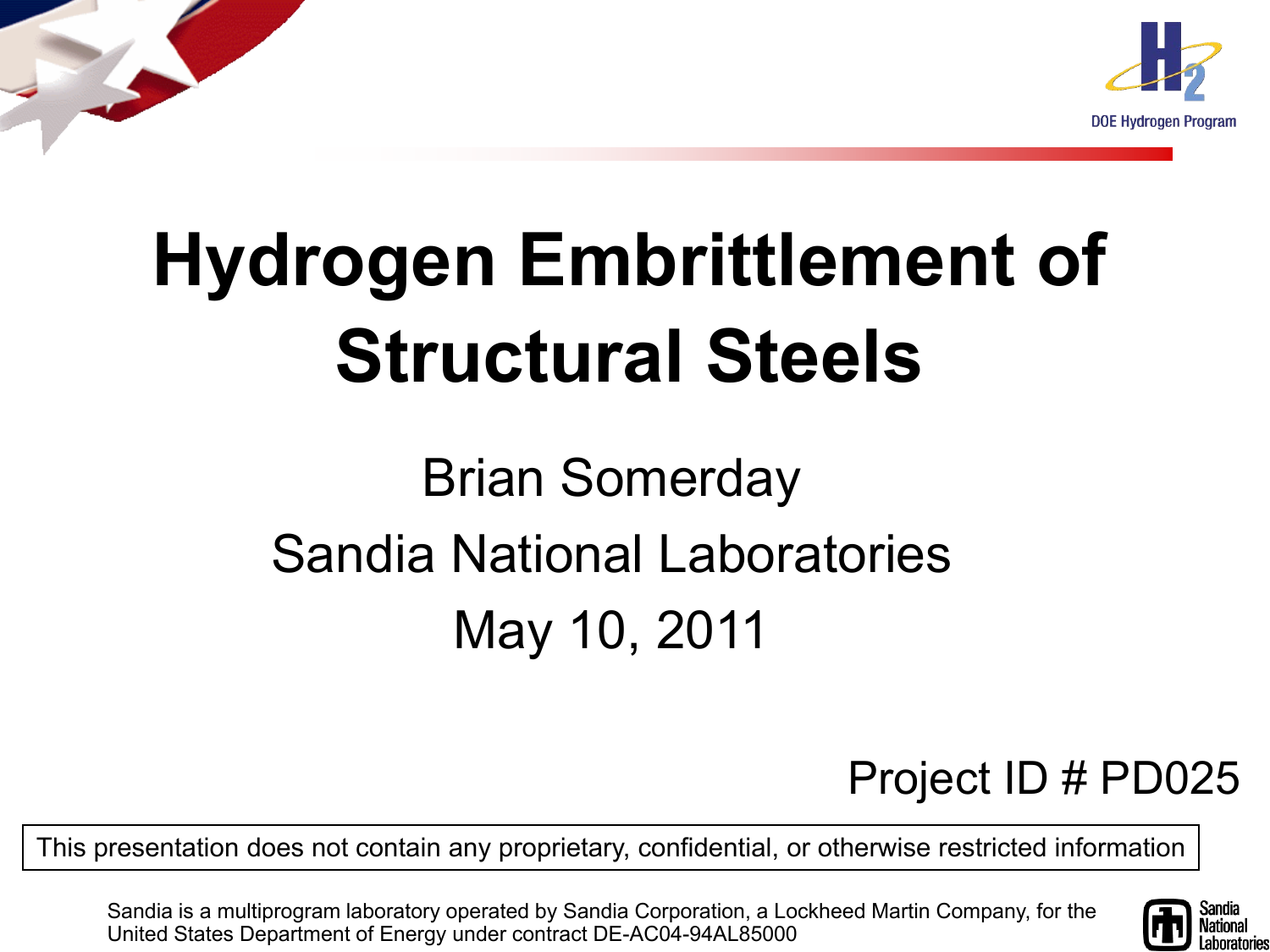DOE Hydrogen Program

# Hydrogen Embrittlement of Structural Steels

Brian Somerday

Sandia National Laboratories

May 10, 2011

Project ID # PD025

This presentation does not contain any proprietary, confidential, or otherwise restricted information

Sandia is a multiprogram laboratory operated by Sandia Corporation, a Lockheed Martin Company, for the United States Department of Energy under contract DE-AC04-94AL85000

Sandia National Laboratories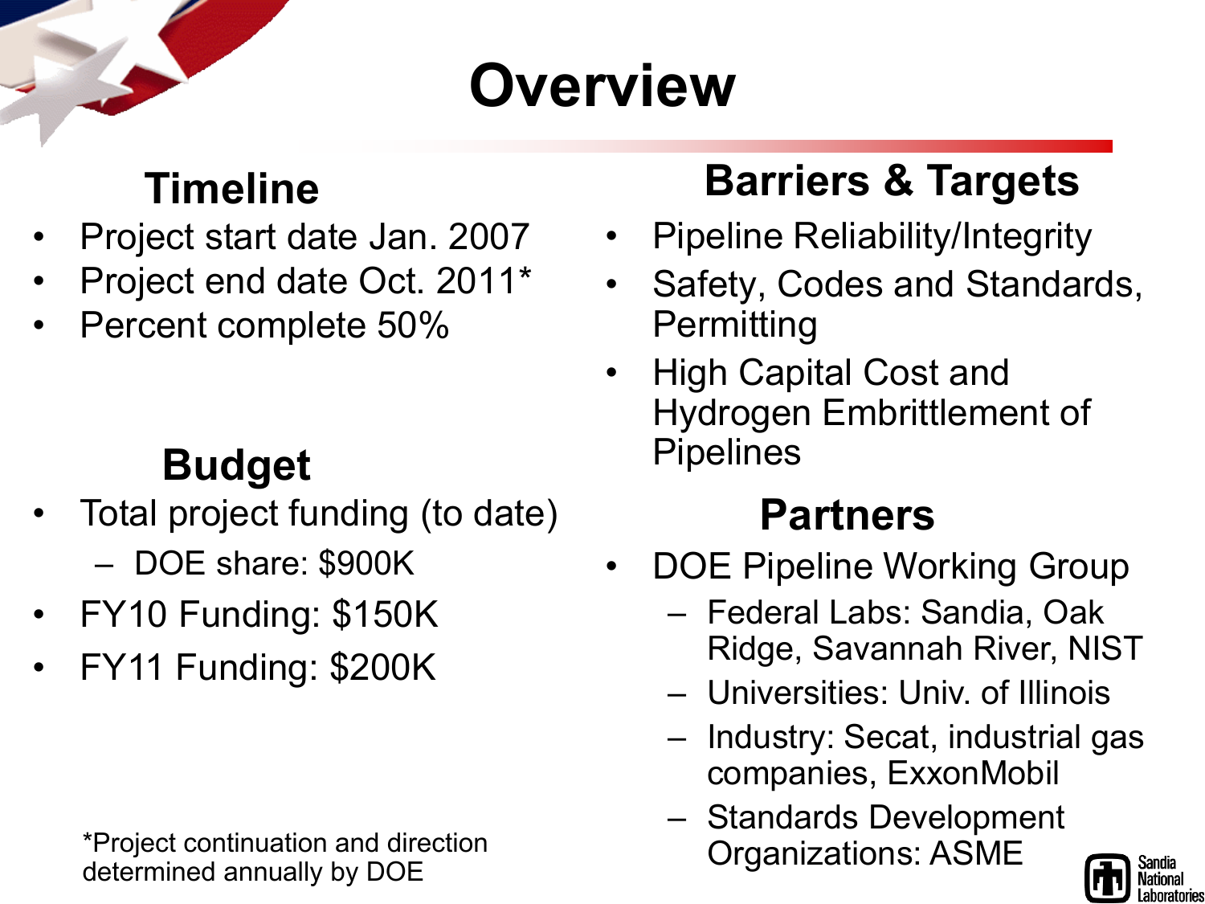# Overview

## Timeline

- Project start date Jan. 2007
- Project end date Oct. 2011*
- Percent complete 50%

## Budget

- Total project funding (to date)
  - DOE share: $900K
- FY10 Funding: $150K
- FY11 Funding: $200K

*Project continuation and direction determined annually by DOE

## Barriers & Targets

- Pipeline Reliability/Integrity
- Safety, Codes and Standards, Permitting
- High Capital Cost and Hydrogen Embrittlement of Pipelines

## Partners

- DOE Pipeline Working Group
  - Federal Labs: Sandia, Oak Ridge, Savannah River, NIST
  - Universities: Univ. of Illinois
  - Industry: Secat, industrial gas companies, ExxonMobil
  - Standards Development Organizations: ASME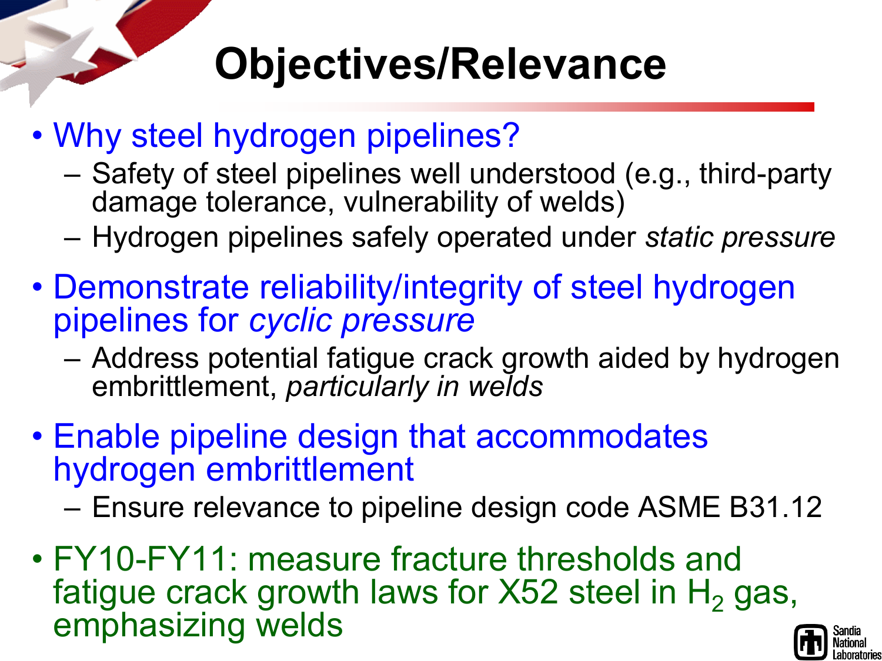# Objectives/Relevance

- Why steel hydrogen pipelines?
  - Safety of steel pipelines well understood (e.g., third-party damage tolerance, vulnerability of welds)
  - Hydrogen pipelines safely operated under *static pressure*
- Demonstrate reliability/integrity of steel hydrogen pipelines for *cyclic pressure*
  - Address potential fatigue crack growth aided by hydrogen embrittlement, *particularly in welds*
- Enable pipeline design that accommodates hydrogen embrittlement
  - Ensure relevance to pipeline design code ASME B31.12
- FY10-FY11: measure fracture thresholds and fatigue crack growth laws for X52 steel in $H_2$ gas, emphasizing welds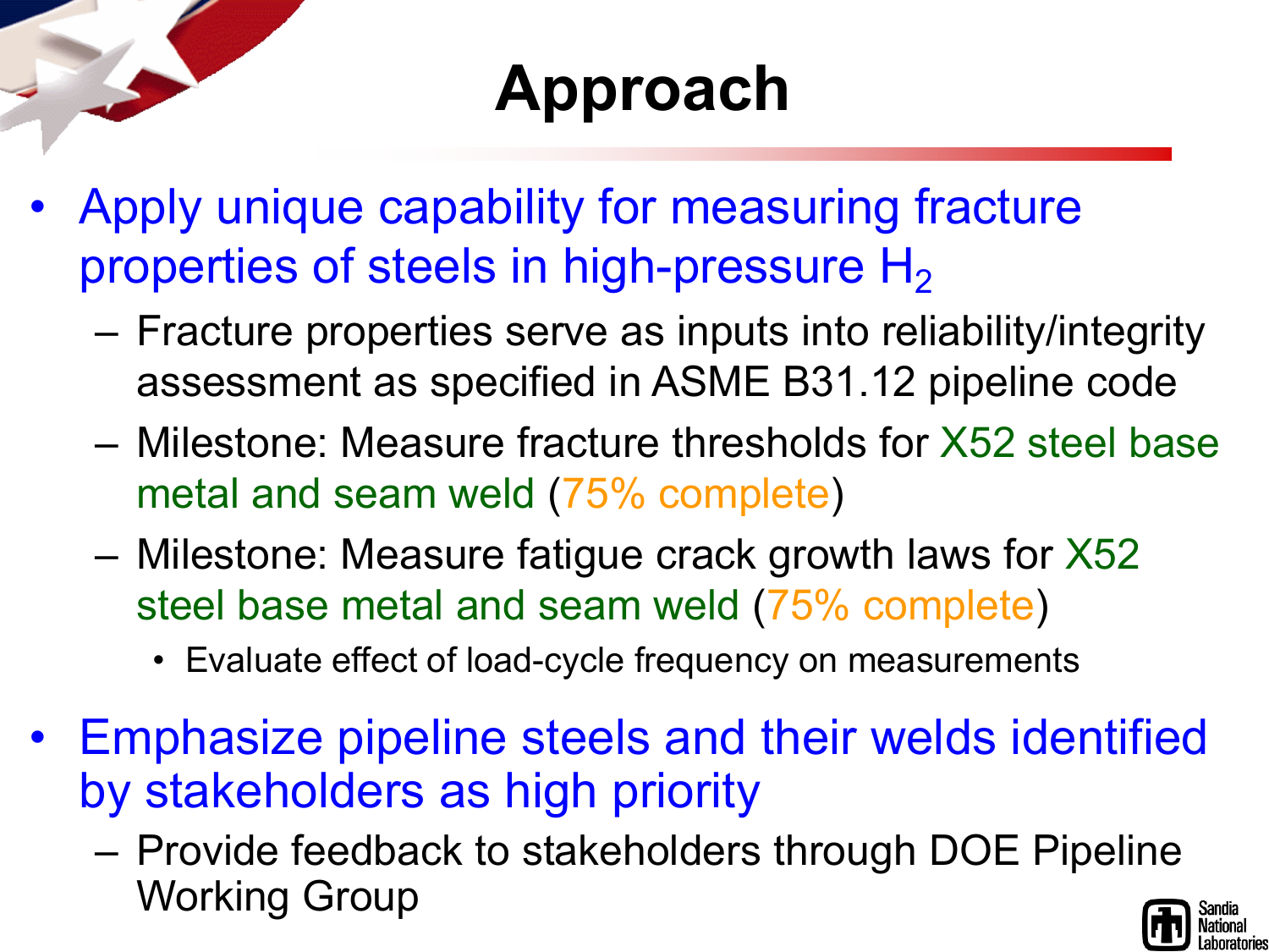# Approach

- Apply unique capability for measuring fracture properties of steels in high-pressure $H_2$
  - Fracture properties serve as inputs into reliability/integrity assessment as specified in ASME B31.12 pipeline code
  - Milestone: Measure fracture thresholds for X52 steel base metal and seam weld (75% complete)
  - Milestone: Measure fatigue crack growth laws for X52 steel base metal and seam weld (75% complete)
    - Evaluate effect of load-cycle frequency on measurements
- Emphasize pipeline steels and their welds identified by stakeholders as high priority
  - Provide feedback to stakeholders through DOE Pipeline Working Group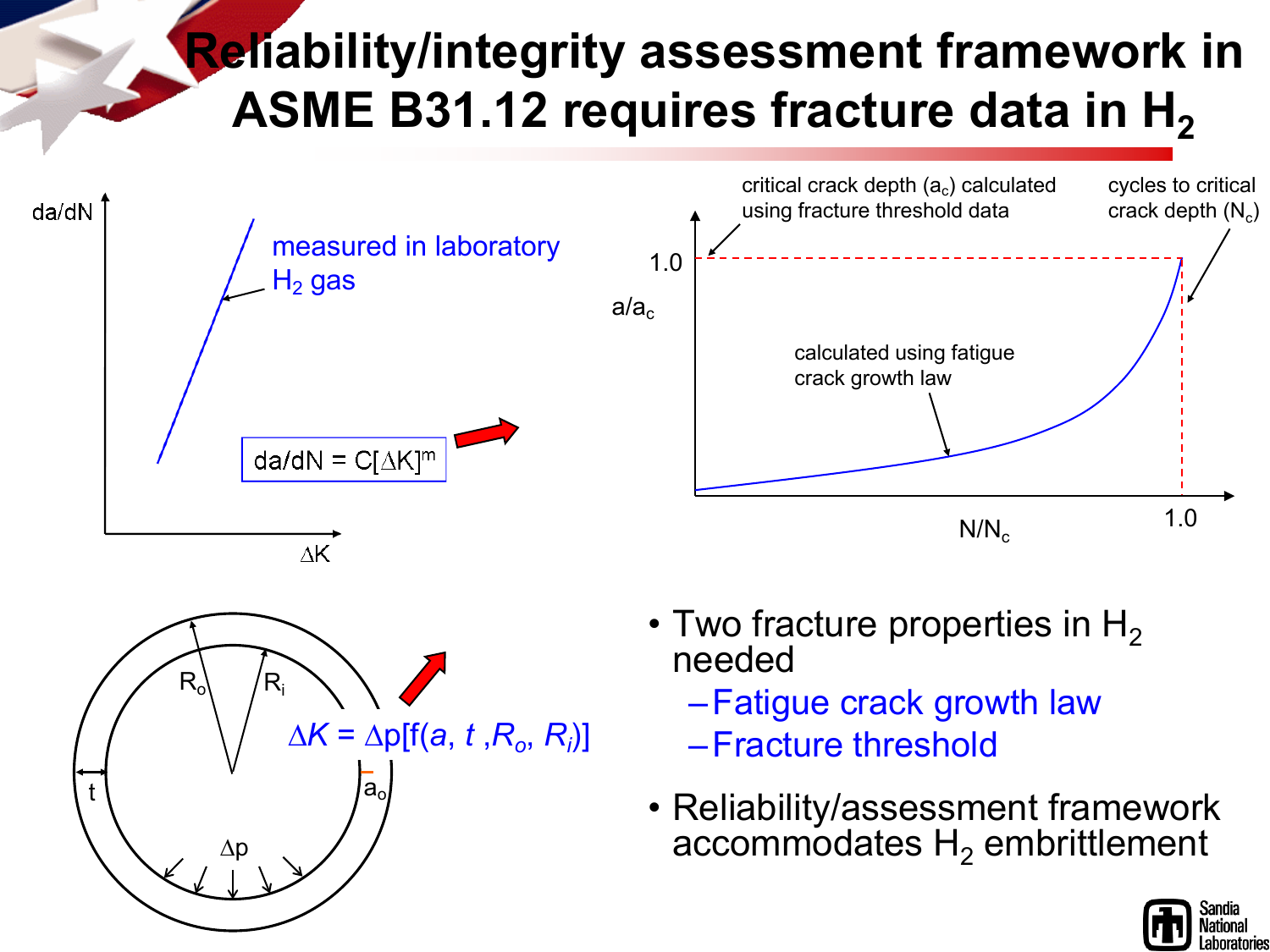# Reliability/integrity assessment framework in ASME B31.12 requires fracture data in $H_2$

da/dN

measured in laboratory $H_2$ gas

$da/dN = C[\Delta K]^m$

$\Delta K$

critical crack depth ($a_c$) calculated using fracture threshold data

cycles to critical crack depth ($N_c$)

1.0

$a/a_c$

calculated using fatigue crack growth law

$N/N_c$

1.0

$R_o$

$R_i$

$\Delta K = \Delta p[f(a, t, R_o, R_i)]$

t

$a_o$

$\Delta p$

- Two fracture properties in $H_2$ needed
  - Fatigue crack growth law
  - Fracture threshold
- Reliability/assessment framework accommodates $H_2$ embrittlement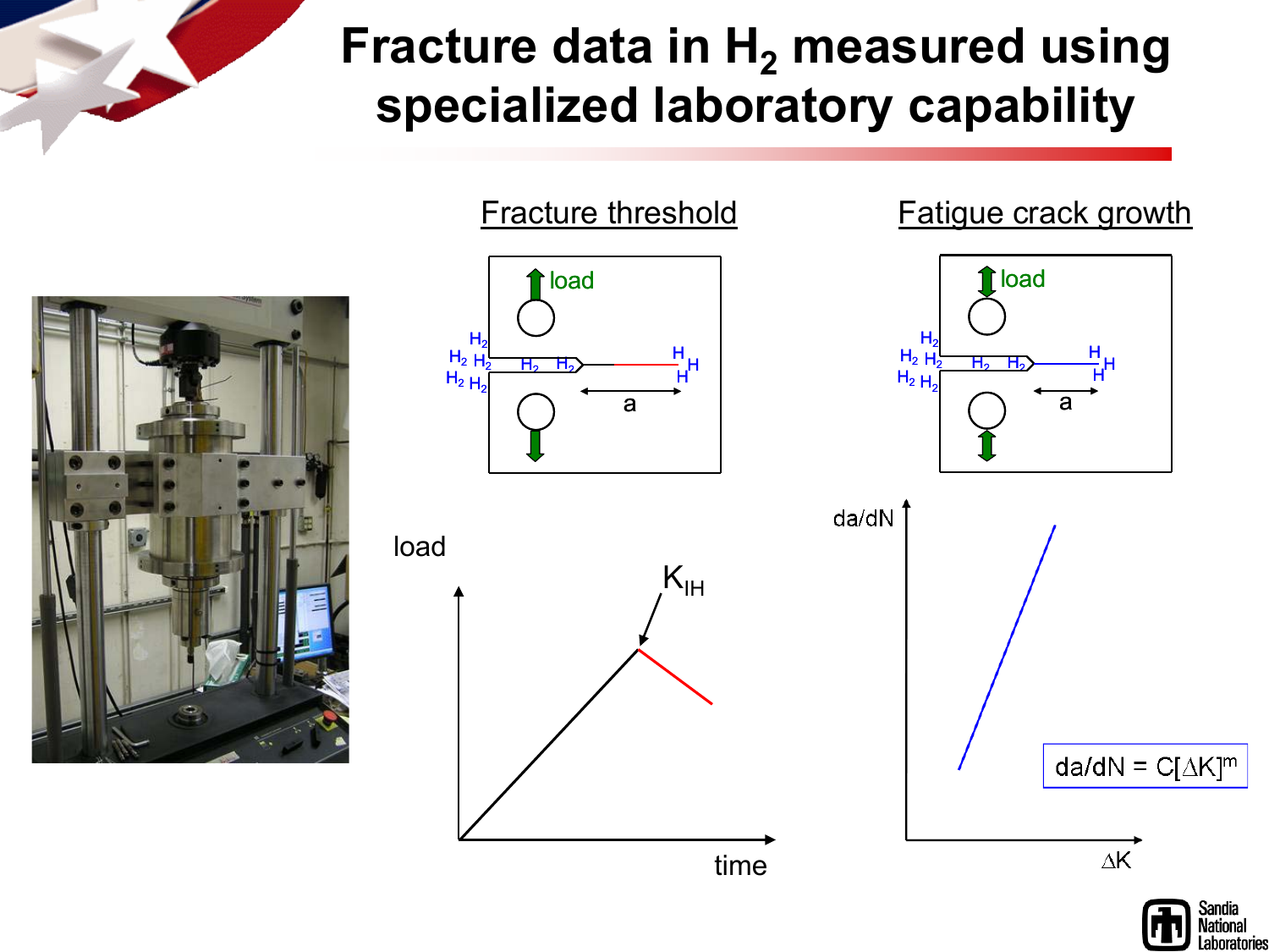# Fracture data in $H_2$ measured using specialized laboratory capability

## Fracture threshold

load

$H_2$ $H_2$ $H_2$ $H_2$ $H_2$ $H_2$ $H_2$

H H H

a

load

$K_{IH}$

time

## Fatigue crack growth

load

$H_2$ $H_2$ $H_2$ $H_2$ $H_2$ $H_2$ $H_2$

H H H

a

da/dN

$\Delta K$

$da/dN = C[\Delta K]^m$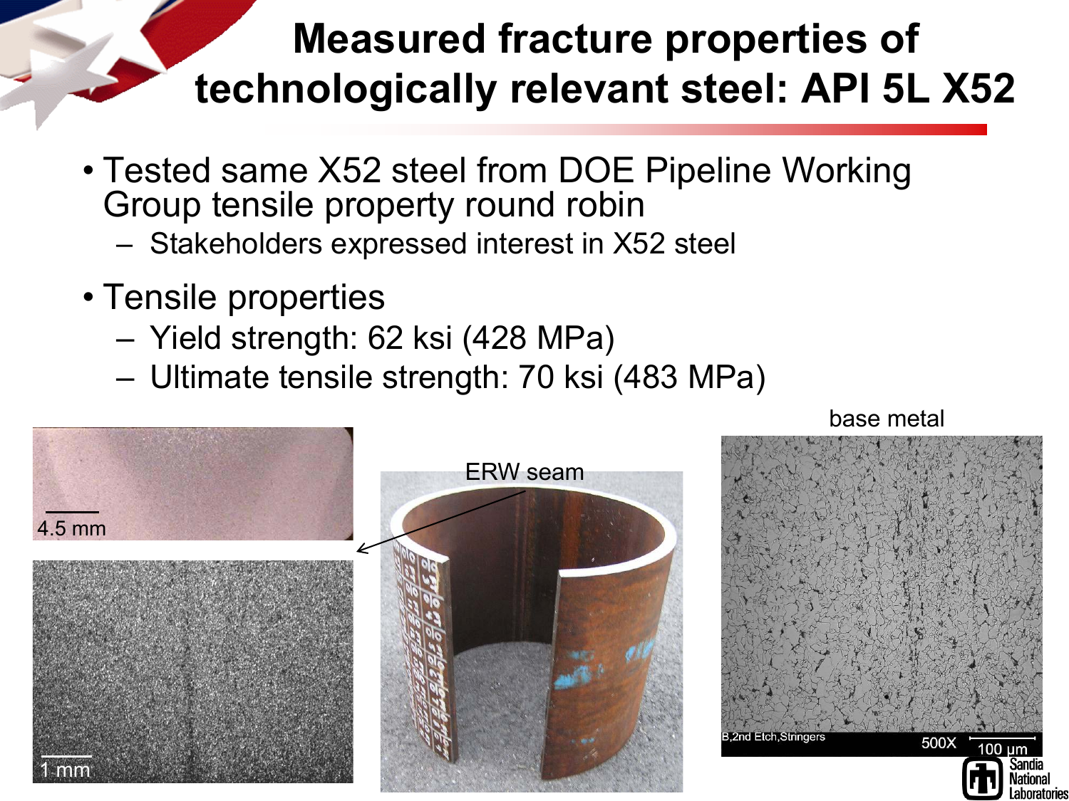# Measured fracture properties of technologically relevant steel: API 5L X52

- Tested same X52 steel from DOE Pipeline Working Group tensile property round robin
  - Stakeholders expressed interest in X52 steel
- Tensile properties
  - Yield strength: 62 ksi (428 MPa)
  - Ultimate tensile strength: 70 ksi (483 MPa)

4.5 mm

1 mm

ERW seam

base metal

B,2nd Etch,Stringers 500X 100 μm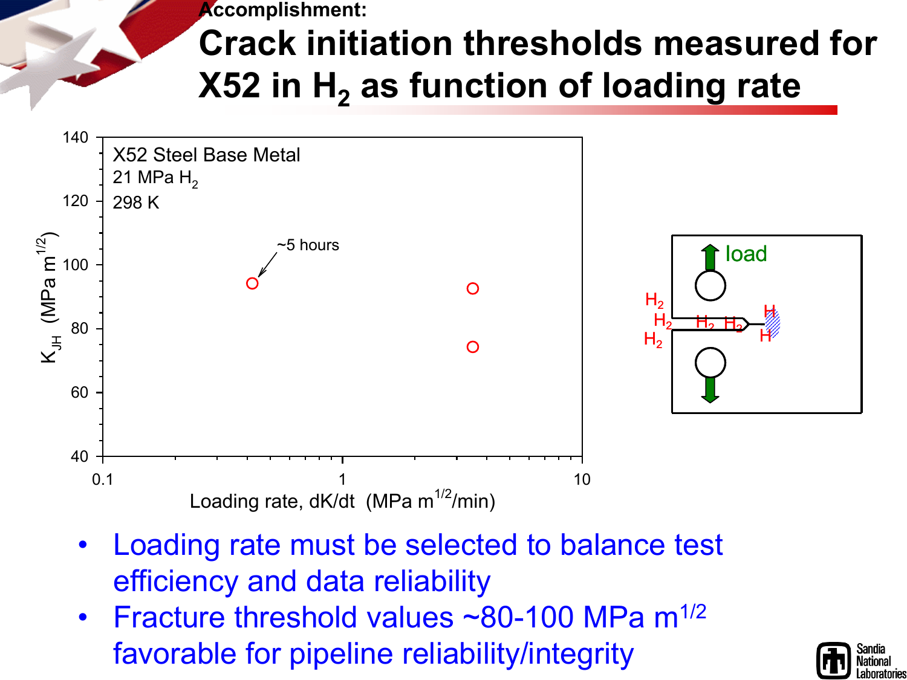Accomplishment:

# Crack initiation thresholds measured for X52 in $H_2$ as function of loading rate

- Loading rate must be selected to balance test efficiency and data reliability
- Fracture threshold values ~80-100 MPa $m^{1/2}$ favorable for pipeline reliability/integrity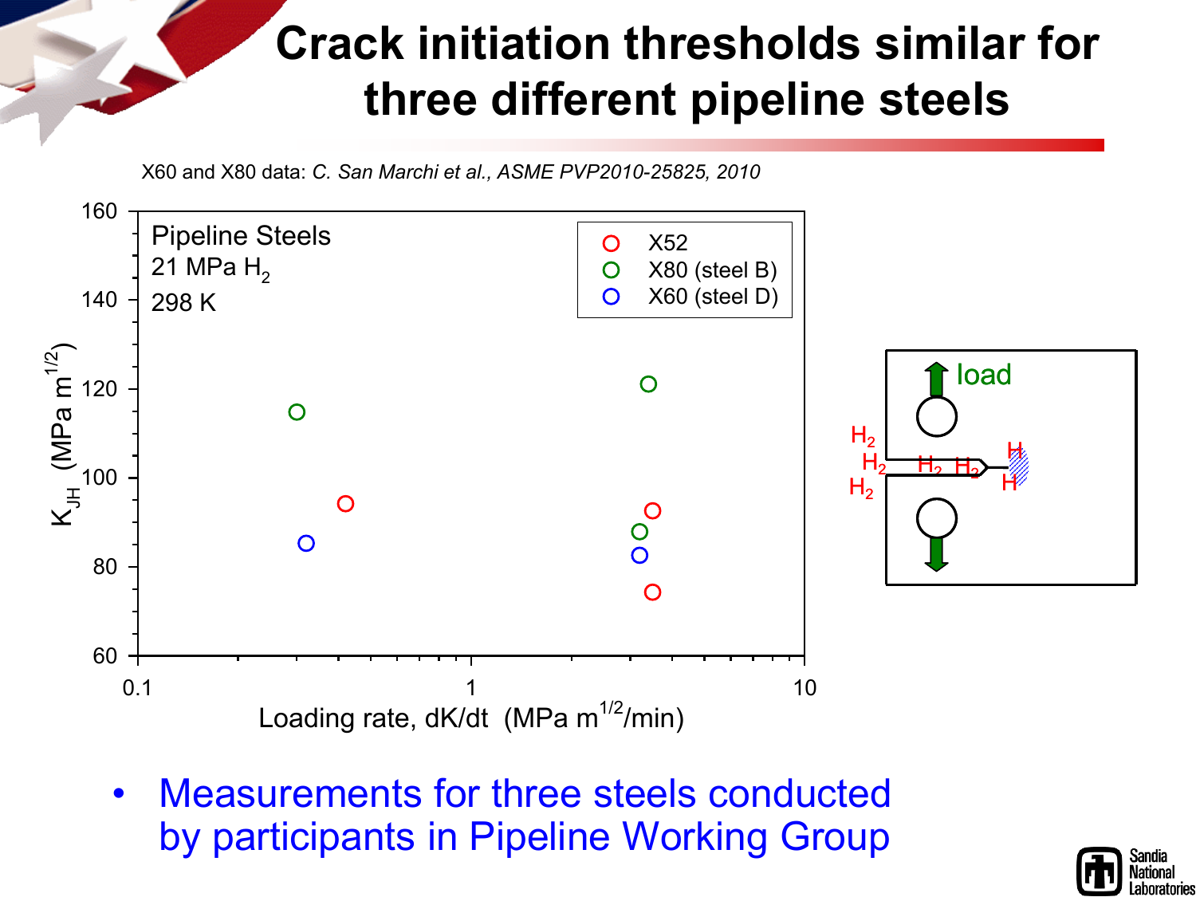# Crack initiation thresholds similar for three different pipeline steels

X60 and X80 data: *C. San Marchi et al., ASME PVP2010-25825, 2010*

Pipeline Steels
21 MPa $H_2$
298 K

- X52
- X80 (steel B)
- X60 (steel D)

$K_{JH}$ (MPa $m^{1/2}$)

Loading rate, dK/dt (MPa $m^{1/2}$/min)

load

- Measurements for three steels conducted by participants in Pipeline Working Group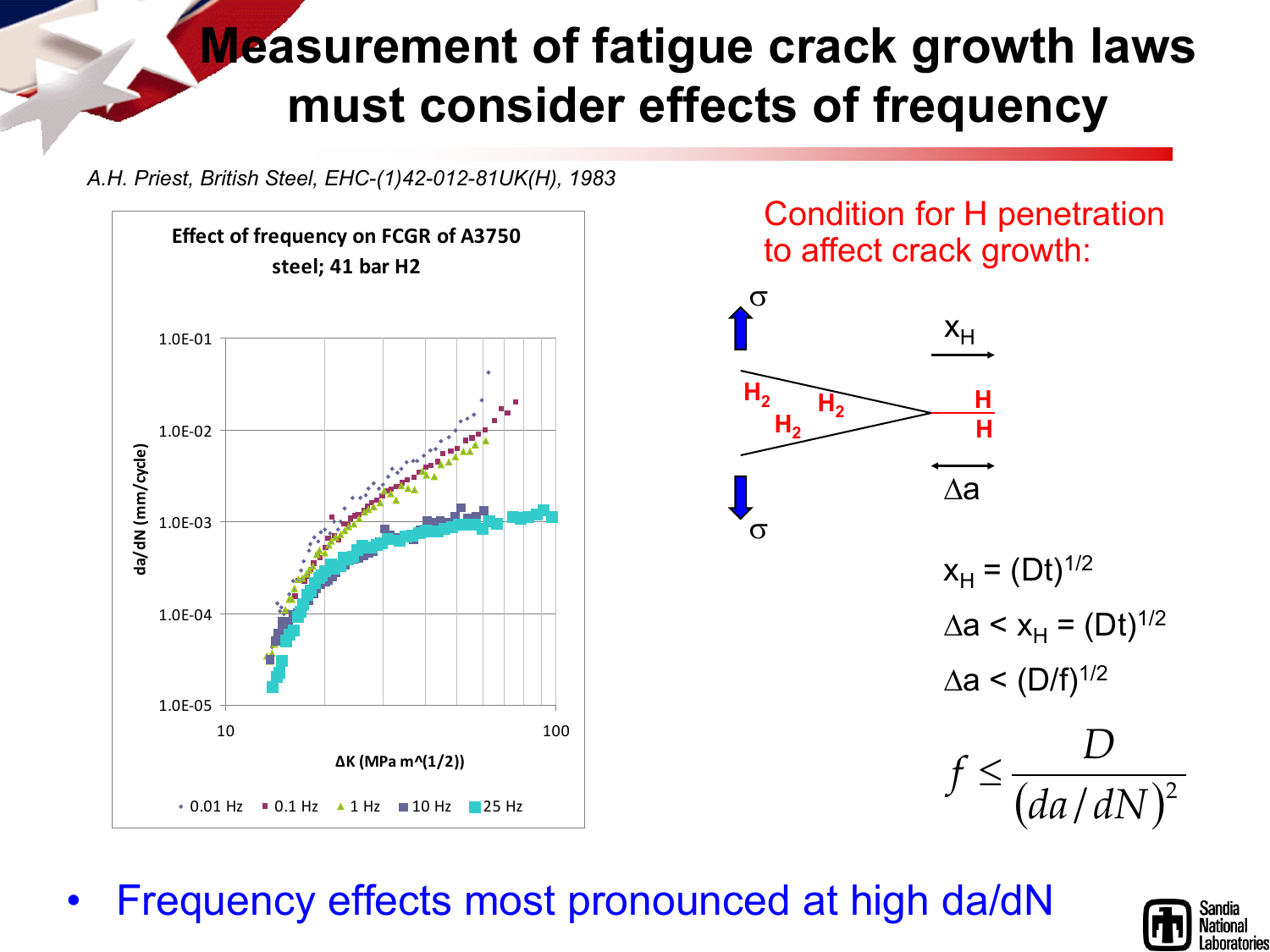# Measurement of fatigue crack growth laws must consider effects of frequency

*A.H. Priest, British Steel, EHC-(1)42-012-81UK(H), 1983*

**Effect of frequency on FCGR of A3750 steel; 41 bar H2**

Condition for H penetration to affect crack growth:

$$x_H = (Dt)^{1/2}$$

$$\Delta a < x_H = (Dt)^{1/2}$$

$$\Delta a < (D/f)^{1/2}$$

$$f \leq \frac{D}{(da/dN)^2}$$

- Frequency effects most pronounced at high da/dN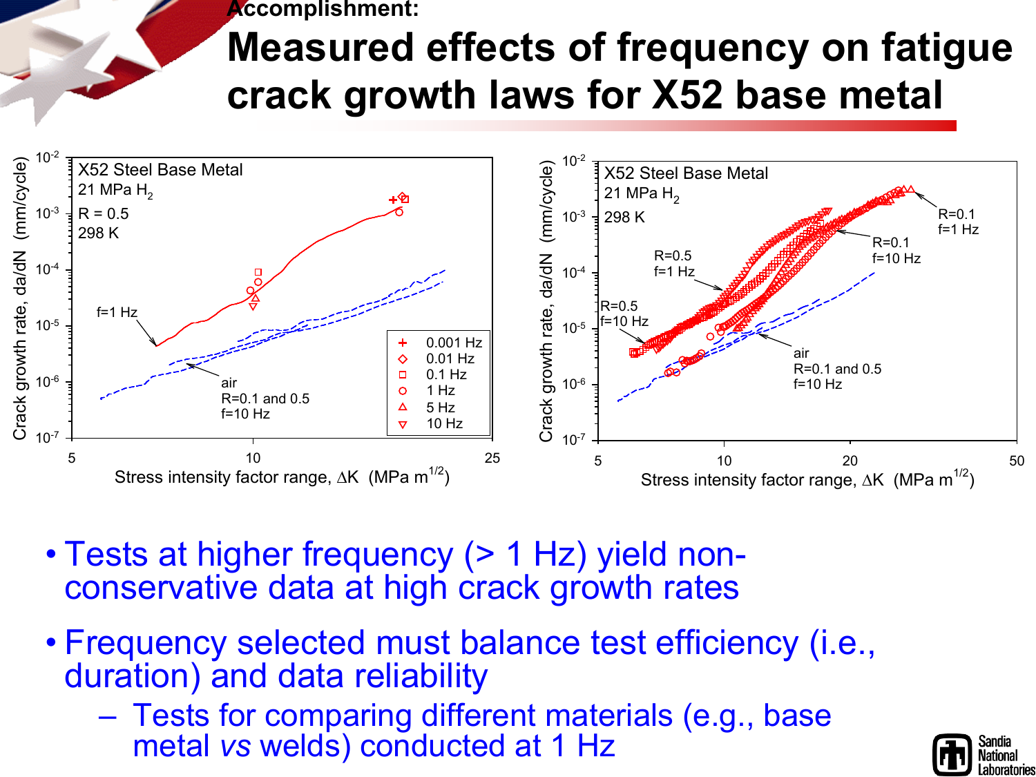Accomplishment:

# Measured effects of frequency on fatigue crack growth laws for X52 base metal

X52 Steel Base Metal
21 MPa $H_2$
R = 0.5
298 K

f=1 Hz

air
R=0.1 and 0.5
f=10 Hz

0.001 Hz
0.01 Hz
0.1 Hz
1 Hz
5 Hz
10 Hz

Crack growth rate, da/dN (mm/cycle)

Stress intensity factor range, $\Delta K$ (MPa $m^{1/2}$)

X52 Steel Base Metal
21 MPa $H_2$
298 K

R=0.5
f=1 Hz

R=0.5
f=10 Hz

R=0.1
f=10 Hz

R=0.1
f=1 Hz

air
R=0.1 and 0.5
f=10 Hz

Crack growth rate, da/dN (mm/cycle)

Stress intensity factor range, $\Delta K$ (MPa $m^{1/2}$)

- Tests at higher frequency (> 1 Hz) yield non-conservative data at high crack growth rates
- Frequency selected must balance test efficiency (i.e., duration) and data reliability
  - Tests for comparing different materials (e.g., base metal *vs* welds) conducted at 1 Hz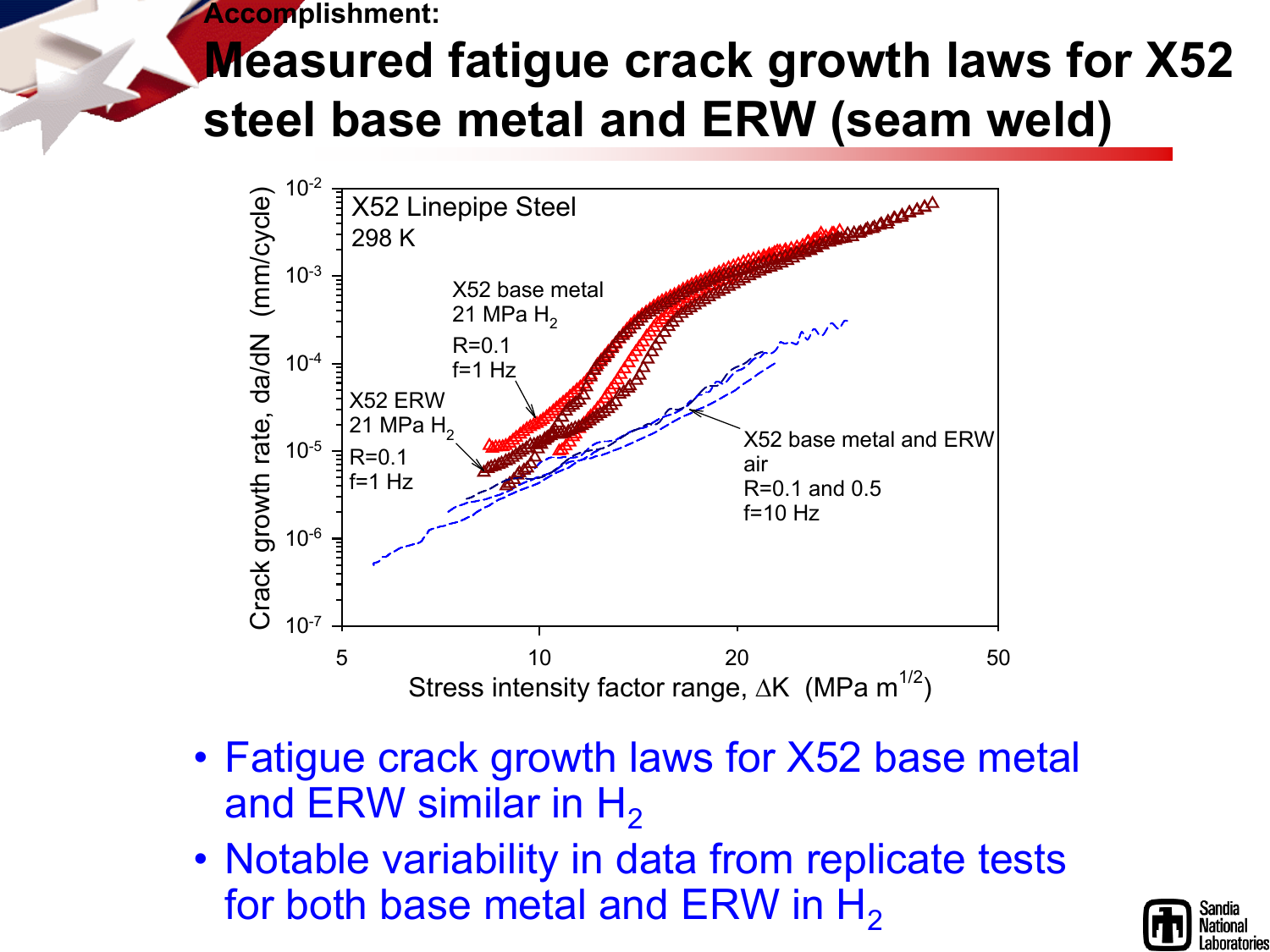Accomplishment:

# Measured fatigue crack growth laws for X52 steel base metal and ERW (seam weld)

X52 Linepipe Steel
298 K

X52 base metal
21 MPa $H_2$
R=0.1
f=1 Hz

X52 ERW
21 MPa $H_2$
R=0.1
f=1 Hz

X52 base metal and ERW
air
R=0.1 and 0.5
f=10 Hz

Crack growth rate, da/dN (mm/cycle)

Stress intensity factor range, $\Delta K$ (MPa $m^{1/2}$)

- Fatigue crack growth laws for X52 base metal and ERW similar in $H_2$
- Notable variability in data from replicate tests for both base metal and ERW in $H_2$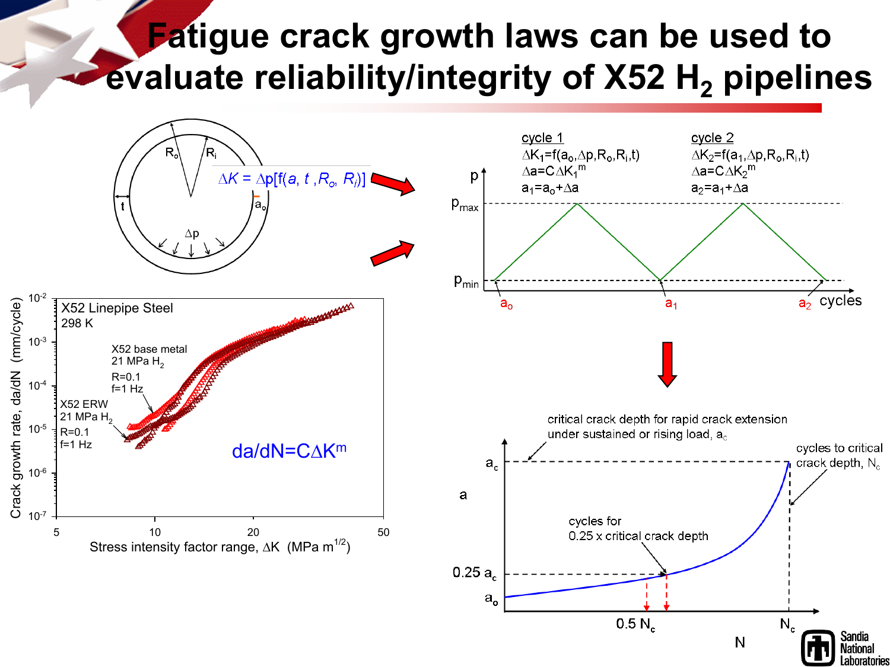# Fatigue crack growth laws can be used to evaluate reliability/integrity of X52 $H_2$ pipelines

$\Delta K = \Delta p[f(a, t, R_o, R_i)]$

**cycle 1**

$\Delta K_1 = f(a_o, \Delta p, R_o, R_i, t)$

$\Delta a = C \Delta K_1^m$

$a_1 = a_o + \Delta a$

**cycle 2**

$\Delta K_2 = f(a_1, \Delta p, R_o, R_i, t)$

$\Delta a = C \Delta K_2^m$

$a_2 = a_1 + \Delta a$

X52 Linepipe Steel, 298 K

- X52 base metal, 21 MPa $H_2$, R=0.1, f=1 Hz
- X52 ERW, 21 MPa $H_2$, R=0.1, f=1 Hz

$$da/dN = C \Delta K^m$$

Crack growth rate, da/dN (mm/cycle) vs. Stress intensity factor range, $\Delta K$ (MPa m$^{1/2}$)

- critical crack depth for rapid crack extension under sustained or rising load, $a_c$
- cycles to critical crack depth, $N_c$
- cycles for 0.25 x critical crack depth ($0.25\,a_c$, $0.5\,N_c$)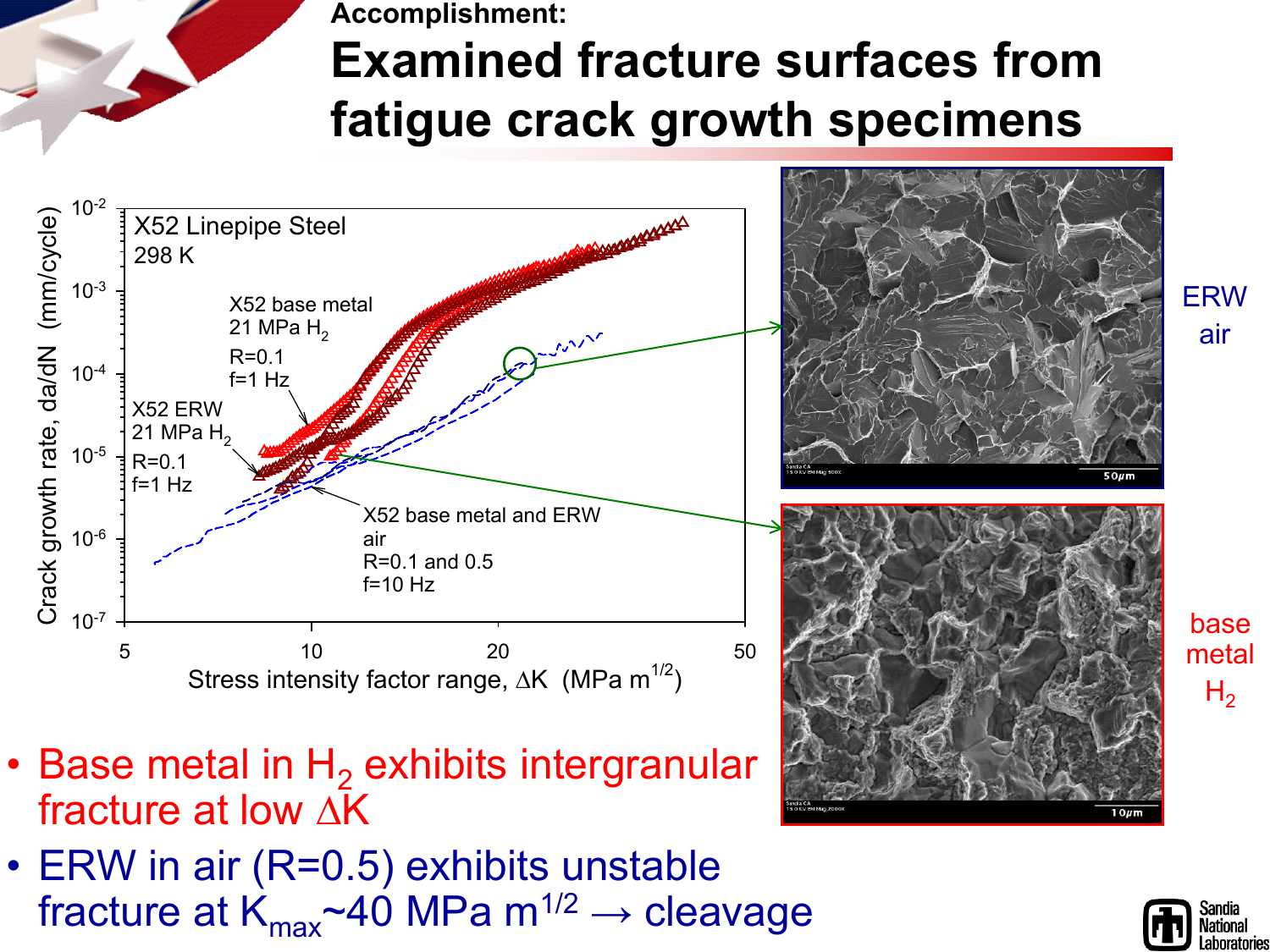Accomplishment:

# Examined fracture surfaces from fatigue crack growth specimens

- Base metal in $H_2$ exhibits intergranular fracture at low $\Delta K$
- ERW in air (R=0.5) exhibits unstable fracture at $K_{max}$~40 MPa $m^{1/2}$ → cleavage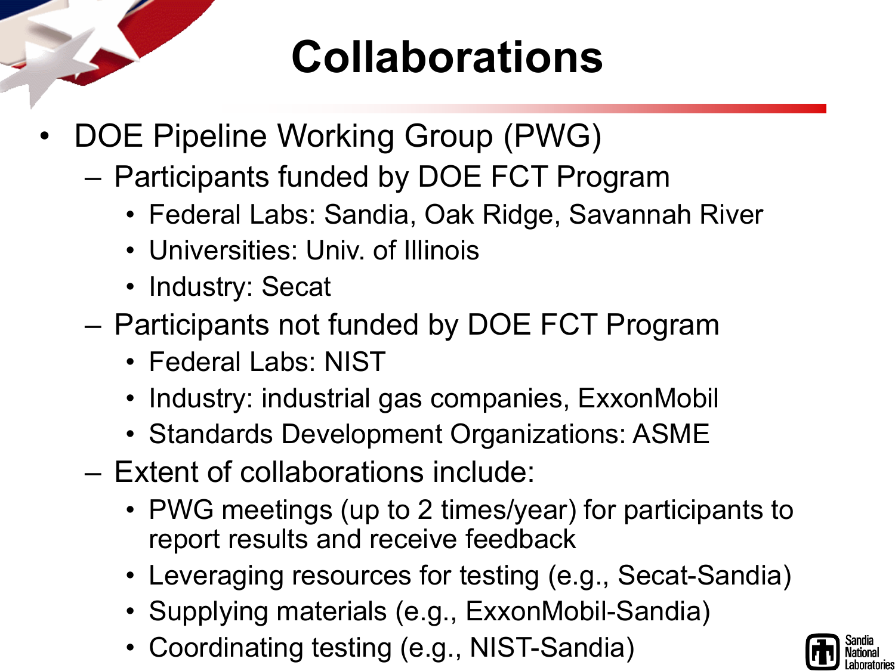# Collaborations

- DOE Pipeline Working Group (PWG)
  - Participants funded by DOE FCT Program
    - Federal Labs: Sandia, Oak Ridge, Savannah River
    - Universities: Univ. of Illinois
    - Industry: Secat
  - Participants not funded by DOE FCT Program
    - Federal Labs: NIST
    - Industry: industrial gas companies, ExxonMobil
    - Standards Development Organizations: ASME
  - Extent of collaborations include:
    - PWG meetings (up to 2 times/year) for participants to report results and receive feedback
    - Leveraging resources for testing (e.g., Secat-Sandia)
    - Supplying materials (e.g., ExxonMobil-Sandia)
    - Coordinating testing (e.g., NIST-Sandia)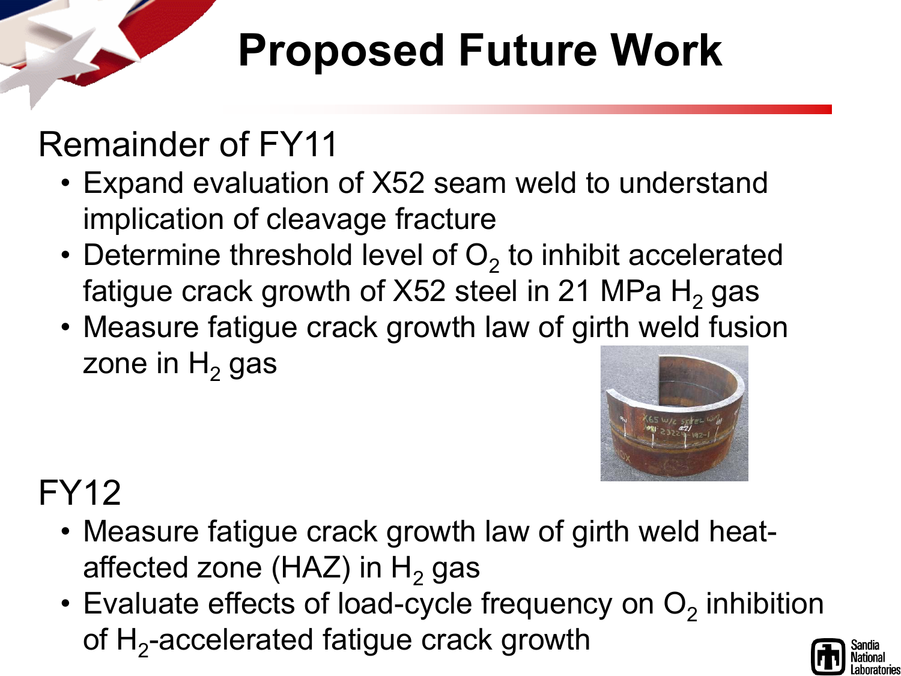# Proposed Future Work

## Remainder of FY11

- Expand evaluation of X52 seam weld to understand implication of cleavage fracture
- Determine threshold level of $O_2$ to inhibit accelerated fatigue crack growth of X52 steel in 21 MPa $H_2$ gas
- Measure fatigue crack growth law of girth weld fusion zone in $H_2$ gas

## FY12

- Measure fatigue crack growth law of girth weld heat-affected zone (HAZ) in $H_2$ gas
- Evaluate effects of load-cycle frequency on $O_2$ inhibition of $H_2$-accelerated fatigue crack growth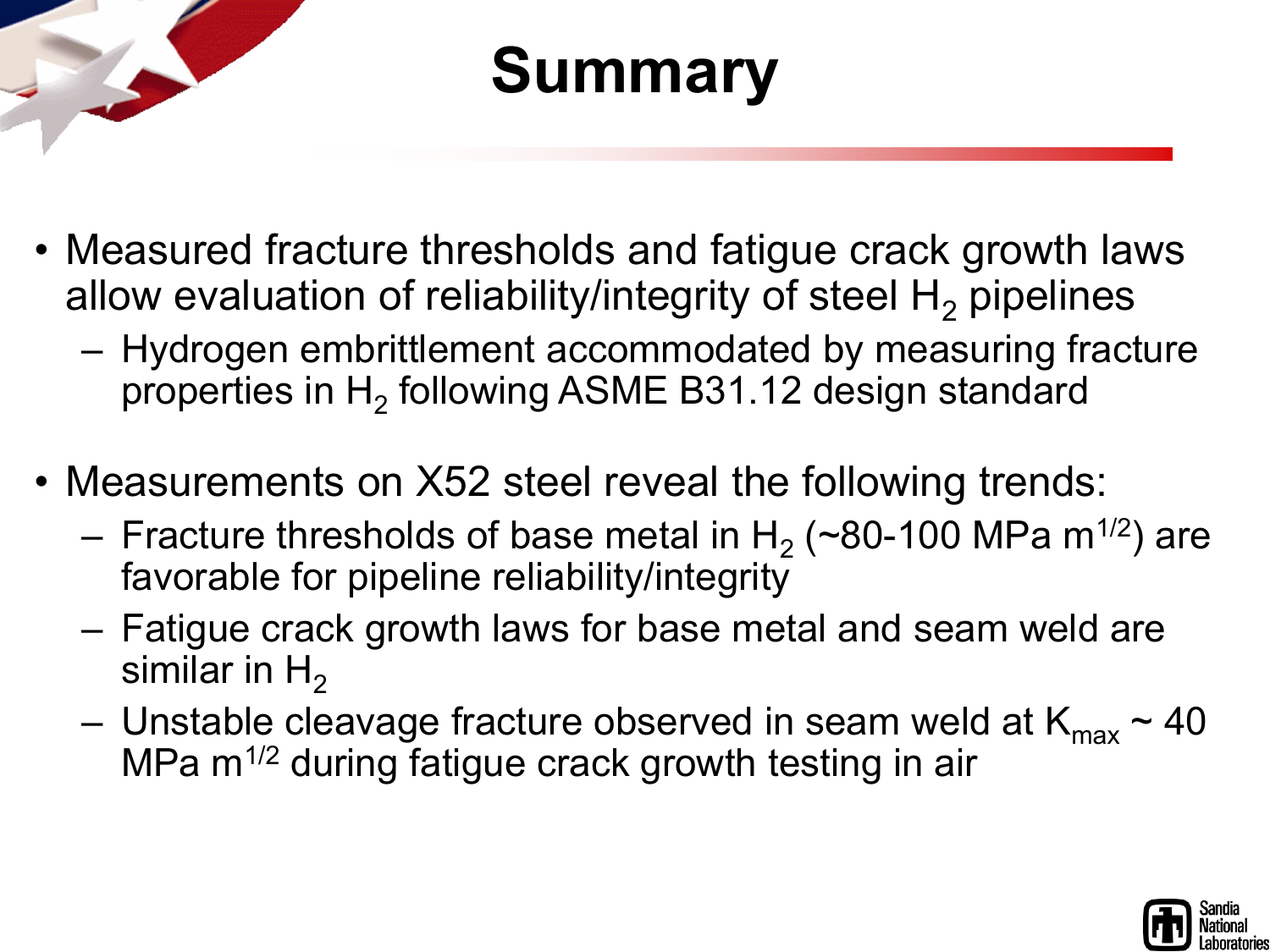# Summary

- Measured fracture thresholds and fatigue crack growth laws allow evaluation of reliability/integrity of steel $H_2$ pipelines
  - Hydrogen embrittlement accommodated by measuring fracture properties in $H_2$ following ASME B31.12 design standard

- Measurements on X52 steel reveal the following trends:
  - Fracture thresholds of base metal in $H_2$ (~80-100 MPa $m^{1/2}$) are favorable for pipeline reliability/integrity
  - Fatigue crack growth laws for base metal and seam weld are similar in $H_2$
  - Unstable cleavage fracture observed in seam weld at $K_{max}$ ~ 40 MPa $m^{1/2}$ during fatigue crack growth testing in air